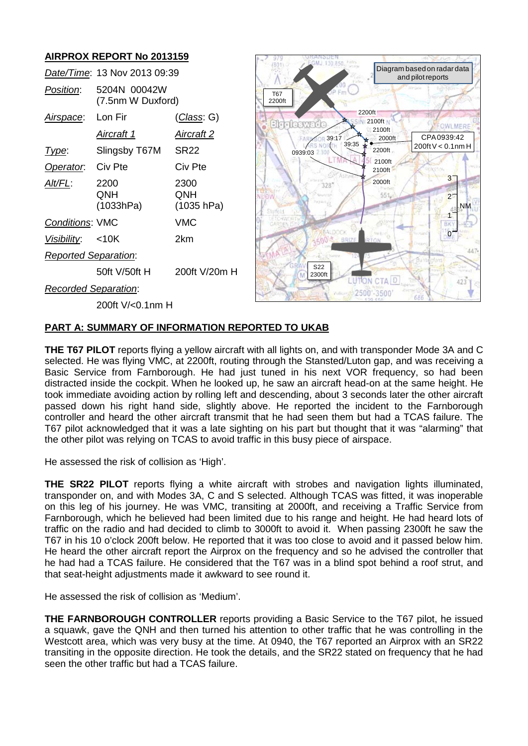## AIRPROX REPORT No 2013159

| | | |
|---|---|---|
| *Date/Time*: | 13 Nov 2013 09:39 | |
| *Position*: | 5204N 00042W (7.5nm W Duxford) | |
| *Airspace*: | Lon Fir | (*Class*: G) |
| | *Aircraft 1* | *Aircraft 2* |
| *Type*: | Slingsby T67M | SR22 |
| *Operator*: | Civ Pte | Civ Pte |
| *Alt/FL*: | 2200 QNH (1033hPa) | 2300 QNH (1035 hPa) |
| *Conditions*: | VMC | VMC |
| *Visibility*: | <10K | 2km |
| *Reported Separation*: | | |
| | 50ft V/50ft H | 200ft V/20m H |
| *Recorded Separation*: | | |
| | 200ft V/<0.1nm H | |

## PART A: SUMMARY OF INFORMATION REPORTED TO UKAB

**THE T67 PILOT** reports flying a yellow aircraft with all lights on, and with transponder Mode 3A and C selected. He was flying VMC, at 2200ft, routing through the Stansted/Luton gap, and was receiving a Basic Service from Farnborough. He had just tuned in his next VOR frequency, so had been distracted inside the cockpit. When he looked up, he saw an aircraft head-on at the same height. He took immediate avoiding action by rolling left and descending, about 3 seconds later the other aircraft passed down his right hand side, slightly above. He reported the incident to the Farnborough controller and heard the other aircraft transmit that he had seen them but had a TCAS failure. The T67 pilot acknowledged that it was a late sighting on his part but thought that it was "alarming" that the other pilot was relying on TCAS to avoid traffic in this busy piece of airspace.

He assessed the risk of collision as 'High'.

**THE SR22 PILOT** reports flying a white aircraft with strobes and navigation lights illuminated, transponder on, and with Modes 3A, C and S selected. Although TCAS was fitted, it was inoperable on this leg of his journey. He was VMC, transiting at 2000ft, and receiving a Traffic Service from Farnborough, which he believed had been limited due to his range and height. He had heard lots of traffic on the radio and had decided to climb to 3000ft to avoid it. When passing 2300ft he saw the T67 in his 10 o'clock 200ft below. He reported that it was too close to avoid and it passed below him. He heard the other aircraft report the Airprox on the frequency and so he advised the controller that he had had a TCAS failure. He considered that the T67 was in a blind spot behind a roof strut, and that seat-height adjustments made it awkward to see round it.

He assessed the risk of collision as 'Medium'.

**THE FARNBOROUGH CONTROLLER** reports providing a Basic Service to the T67 pilot, he issued a squawk, gave the QNH and then turned his attention to other traffic that he was controlling in the Westcott area, which was very busy at the time. At 0940, the T67 reported an Airprox with an SR22 transiting in the opposite direction. He took the details, and the SR22 stated on frequency that he had seen the other traffic but had a TCAS failure.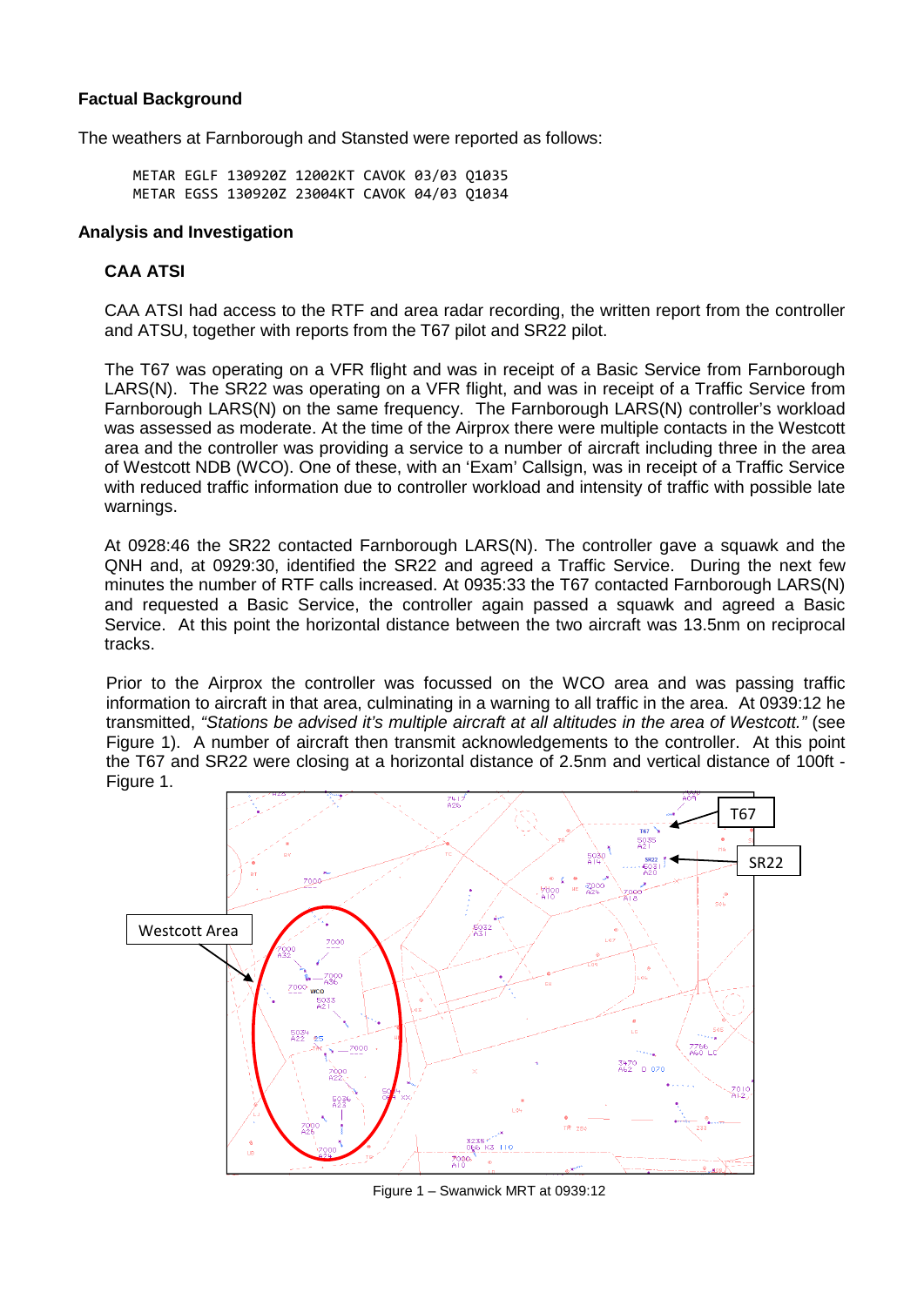**Factual Background**

The weathers at Farnborough and Stansted were reported as follows:

```
METAR EGLF 130920Z 12002KT CAVOK 03/03 Q1035
METAR EGSS 130920Z 23004KT CAVOK 04/03 Q1034
```

**Analysis and Investigation**

**CAA ATSI**

CAA ATSI had access to the RTF and area radar recording, the written report from the controller and ATSU, together with reports from the T67 pilot and SR22 pilot.

The T67 was operating on a VFR flight and was in receipt of a Basic Service from Farnborough LARS(N). The SR22 was operating on a VFR flight, and was in receipt of a Traffic Service from Farnborough LARS(N) on the same frequency. The Farnborough LARS(N) controller's workload was assessed as moderate. At the time of the Airprox there were multiple contacts in the Westcott area and the controller was providing a service to a number of aircraft including three in the area of Westcott NDB (WCO). One of these, with an 'Exam' Callsign, was in receipt of a Traffic Service with reduced traffic information due to controller workload and intensity of traffic with possible late warnings.

At 0928:46 the SR22 contacted Farnborough LARS(N). The controller gave a squawk and the QNH and, at 0929:30, identified the SR22 and agreed a Traffic Service. During the next few minutes the number of RTF calls increased. At 0935:33 the T67 contacted Farnborough LARS(N) and requested a Basic Service, the controller again passed a squawk and agreed a Basic Service. At this point the horizontal distance between the two aircraft was 13.5nm on reciprocal tracks.

Prior to the Airprox the controller was focussed on the WCO area and was passing traffic information to aircraft in that area, culminating in a warning to all traffic in the area. At 0939:12 he transmitted, *"Stations be advised it's multiple aircraft at all altitudes in the area of Westcott."* (see Figure 1). A number of aircraft then transmit acknowledgements to the controller. At this point the T67 and SR22 were closing at a horizontal distance of 2.5nm and vertical distance of 100ft - Figure 1.

Figure 1 – Swanwick MRT at 0939:12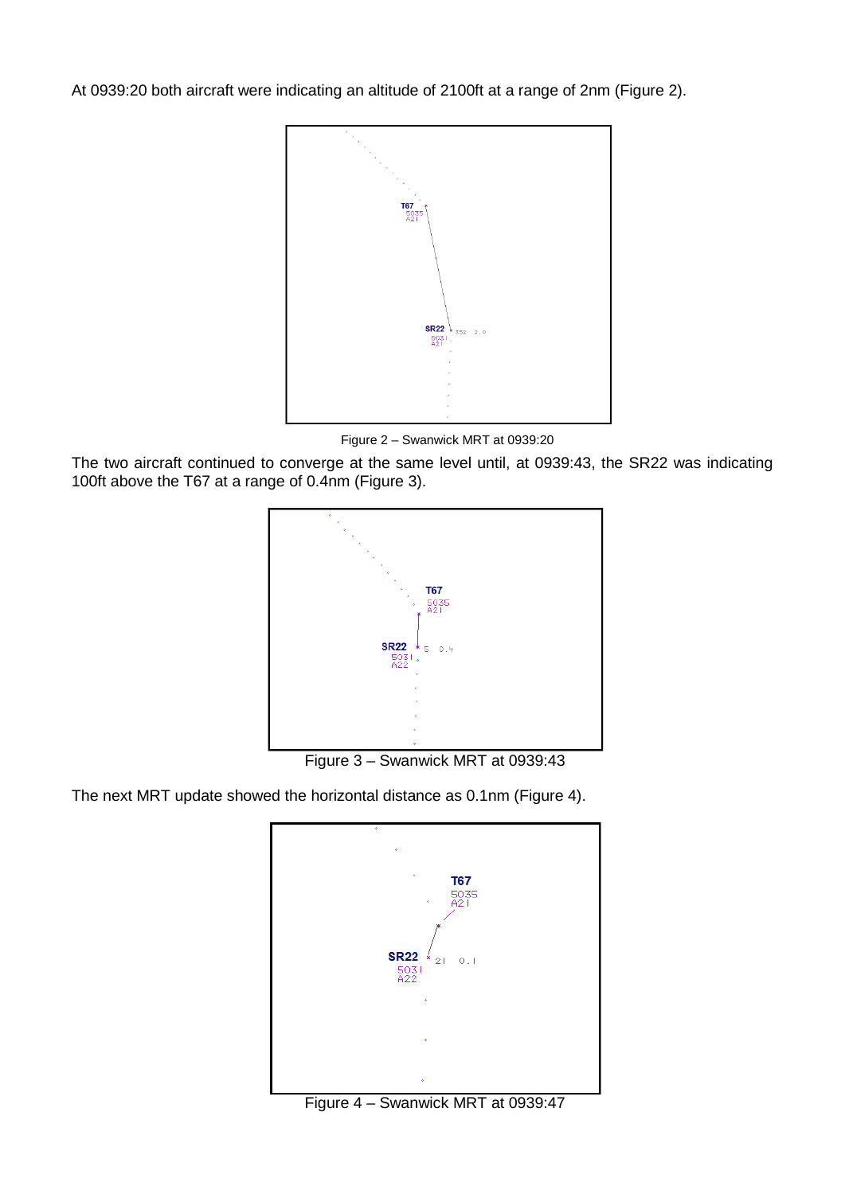At 0939:20 both aircraft were indicating an altitude of 2100ft at a range of 2nm (Figure 2).

Figure 2 – Swanwick MRT at 0939:20

The two aircraft continued to converge at the same level until, at 0939:43, the SR22 was indicating 100ft above the T67 at a range of 0.4nm (Figure 3).

Figure 3 – Swanwick MRT at 0939:43

The next MRT update showed the horizontal distance as 0.1nm (Figure 4).

Figure 4 – Swanwick MRT at 0939:47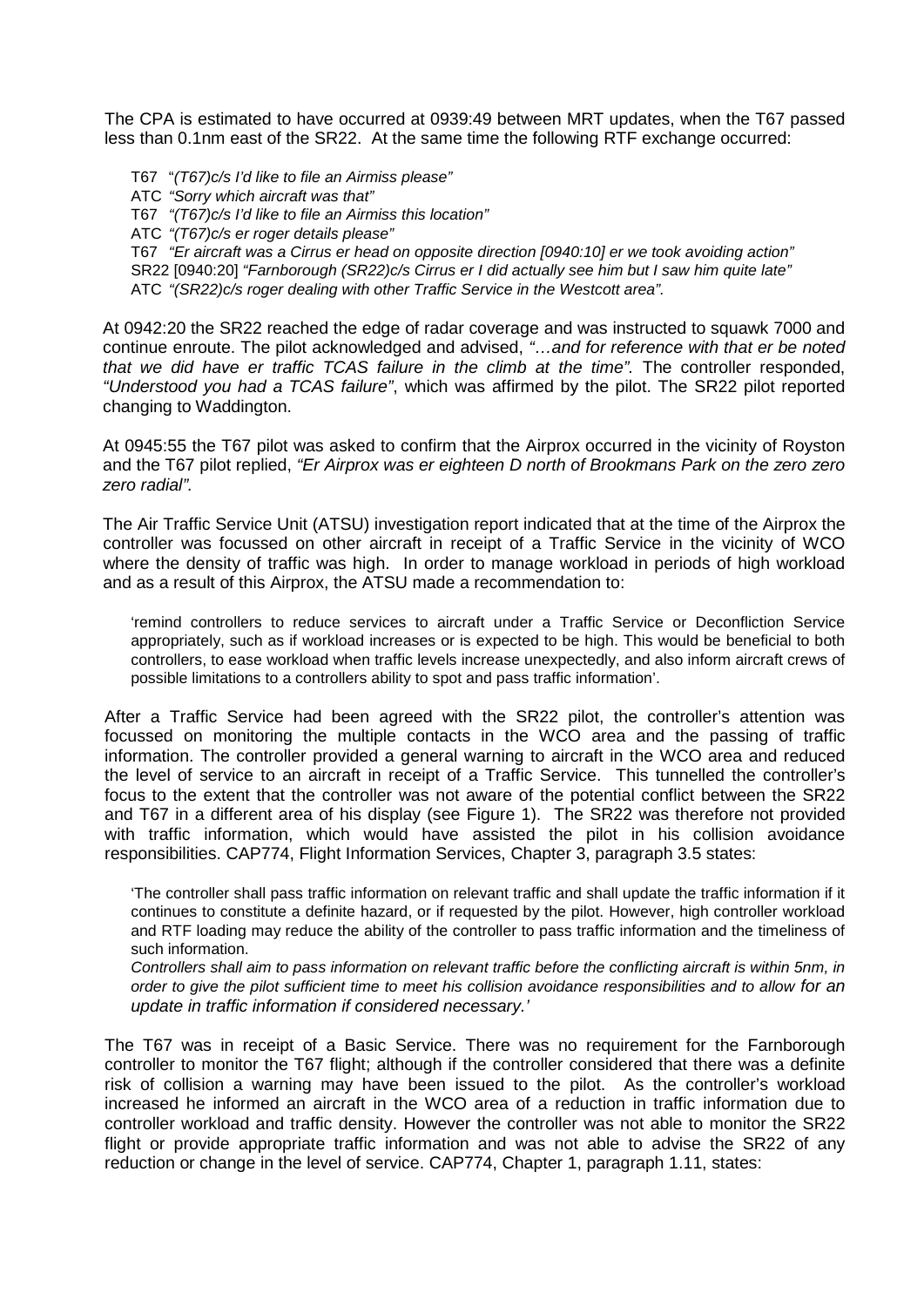The CPA is estimated to have occurred at 0939:49 between MRT updates, when the T67 passed less than 0.1nm east of the SR22. At the same time the following RTF exchange occurred:

> T67 "*(T67)c/s I'd like to file an Airmiss please"*
> ATC *"Sorry which aircraft was that"*
> T67 *"(T67)c/s I'd like to file an Airmiss this location"*
> ATC *"(T67)c/s er roger details please"*
> T67 *"Er aircraft was a Cirrus er head on opposite direction [0940:10] er we took avoiding action"*
> SR22 [0940:20] *"Farnborough (SR22)c/s Cirrus er I did actually see him but I saw him quite late"*
> ATC *"(SR22)c/s roger dealing with other Traffic Service in the Westcott area".*

At 0942:20 the SR22 reached the edge of radar coverage and was instructed to squawk 7000 and continue enroute. The pilot acknowledged and advised, *"…and for reference with that er be noted that we did have er traffic TCAS failure in the climb at the time"*. The controller responded, *"Understood you had a TCAS failure"*, which was affirmed by the pilot. The SR22 pilot reported changing to Waddington.

At 0945:55 the T67 pilot was asked to confirm that the Airprox occurred in the vicinity of Royston and the T67 pilot replied, *"Er Airprox was er eighteen D north of Brookmans Park on the zero zero zero radial"*.

The Air Traffic Service Unit (ATSU) investigation report indicated that at the time of the Airprox the controller was focussed on other aircraft in receipt of a Traffic Service in the vicinity of WCO where the density of traffic was high. In order to manage workload in periods of high workload and as a result of this Airprox, the ATSU made a recommendation to:

> 'remind controllers to reduce services to aircraft under a Traffic Service or Deconfliction Service appropriately, such as if workload increases or is expected to be high. This would be beneficial to both controllers, to ease workload when traffic levels increase unexpectedly, and also inform aircraft crews of possible limitations to a controllers ability to spot and pass traffic information'.

After a Traffic Service had been agreed with the SR22 pilot, the controller's attention was focussed on monitoring the multiple contacts in the WCO area and the passing of traffic information. The controller provided a general warning to aircraft in the WCO area and reduced the level of service to an aircraft in receipt of a Traffic Service. This tunnelled the controller's focus to the extent that the controller was not aware of the potential conflict between the SR22 and T67 in a different area of his display (see Figure 1). The SR22 was therefore not provided with traffic information, which would have assisted the pilot in his collision avoidance responsibilities. CAP774, Flight Information Services, Chapter 3, paragraph 3.5 states:

> 'The controller shall pass traffic information on relevant traffic and shall update the traffic information if it continues to constitute a definite hazard, or if requested by the pilot. However, high controller workload and RTF loading may reduce the ability of the controller to pass traffic information and the timeliness of such information.
>
> *Controllers shall aim to pass information on relevant traffic before the conflicting aircraft is within 5nm, in order to give the pilot sufficient time to meet his collision avoidance responsibilities and to allow for an update in traffic information if considered necessary.'*

The T67 was in receipt of a Basic Service. There was no requirement for the Farnborough controller to monitor the T67 flight; although if the controller considered that there was a definite risk of collision a warning may have been issued to the pilot. As the controller's workload increased he informed an aircraft in the WCO area of a reduction in traffic information due to controller workload and traffic density. However the controller was not able to monitor the SR22 flight or provide appropriate traffic information and was not able to advise the SR22 of any reduction or change in the level of service. CAP774, Chapter 1, paragraph 1.11, states: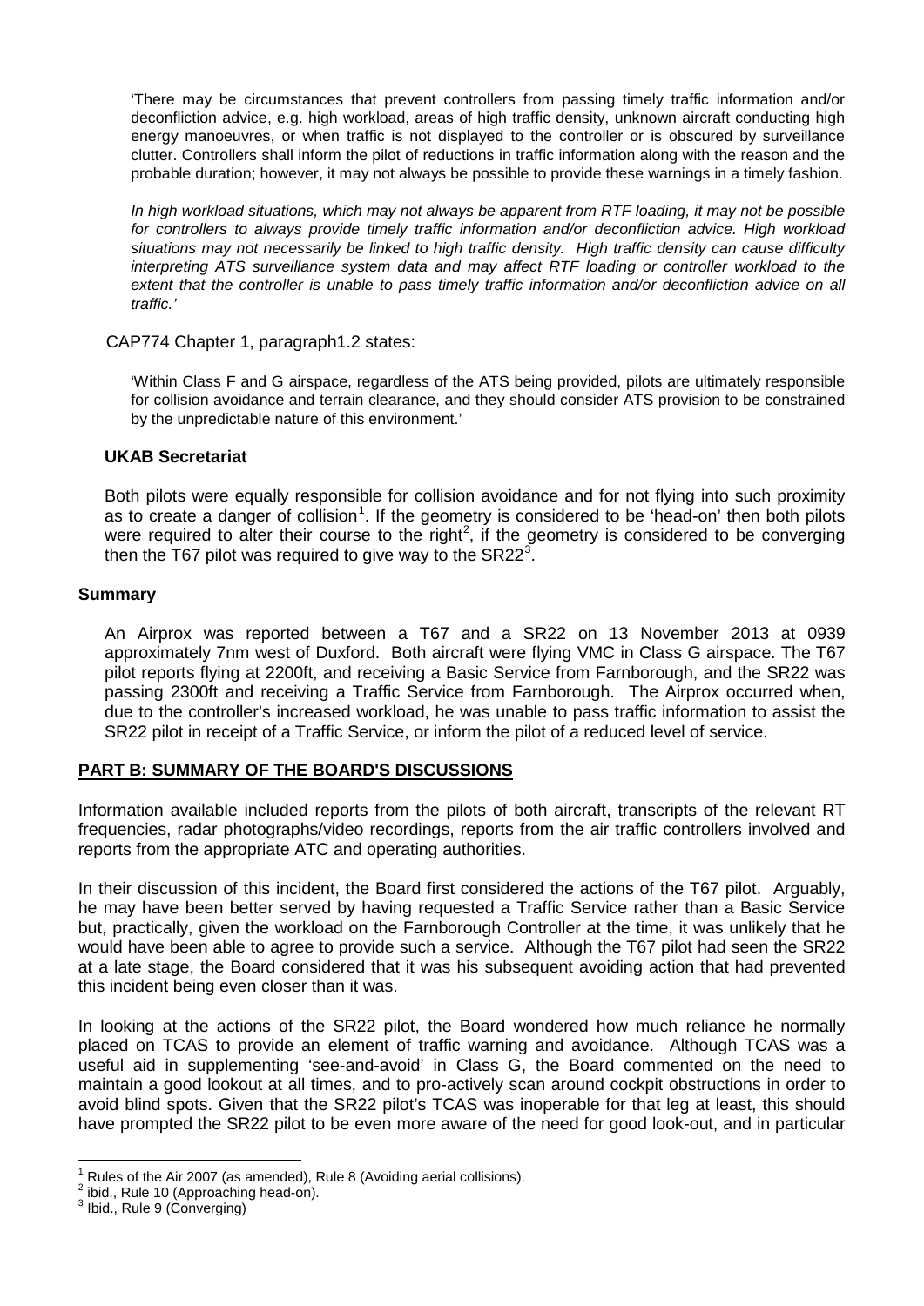'There may be circumstances that prevent controllers from passing timely traffic information and/or deconfliction advice, e.g. high workload, areas of high traffic density, unknown aircraft conducting high energy manoeuvres, or when traffic is not displayed to the controller or is obscured by surveillance clutter. Controllers shall inform the pilot of reductions in traffic information along with the reason and the probable duration; however, it may not always be possible to provide these warnings in a timely fashion.

*In high workload situations, which may not always be apparent from RTF loading, it may not be possible for controllers to always provide timely traffic information and/or deconfliction advice. High workload situations may not necessarily be linked to high traffic density. High traffic density can cause difficulty interpreting ATS surveillance system data and may affect RTF loading or controller workload to the extent that the controller is unable to pass timely traffic information and/or deconfliction advice on all traffic.'*

CAP774 Chapter 1, paragraph1.2 states:

'Within Class F and G airspace, regardless of the ATS being provided, pilots are ultimately responsible for collision avoidance and terrain clearance, and they should consider ATS provision to be constrained by the unpredictable nature of this environment.'

### UKAB Secretariat

Both pilots were equally responsible for collision avoidance and for not flying into such proximity as to create a danger of collision[1]. If the geometry is considered to be 'head-on' then both pilots were required to alter their course to the right[2], if the geometry is considered to be converging then the T67 pilot was required to give way to the SR22[3].

## Summary

An Airprox was reported between a T67 and a SR22 on 13 November 2013 at 0939 approximately 7nm west of Duxford. Both aircraft were flying VMC in Class G airspace. The T67 pilot reports flying at 2200ft, and receiving a Basic Service from Farnborough, and the SR22 was passing 2300ft and receiving a Traffic Service from Farnborough. The Airprox occurred when, due to the controller's increased workload, he was unable to pass traffic information to assist the SR22 pilot in receipt of a Traffic Service, or inform the pilot of a reduced level of service.

## PART B: SUMMARY OF THE BOARD'S DISCUSSIONS

Information available included reports from the pilots of both aircraft, transcripts of the relevant RT frequencies, radar photographs/video recordings, reports from the air traffic controllers involved and reports from the appropriate ATC and operating authorities.

In their discussion of this incident, the Board first considered the actions of the T67 pilot. Arguably, he may have been better served by having requested a Traffic Service rather than a Basic Service but, practically, given the workload on the Farnborough Controller at the time, it was unlikely that he would have been able to agree to provide such a service. Although the T67 pilot had seen the SR22 at a late stage, the Board considered that it was his subsequent avoiding action that had prevented this incident being even closer than it was.

In looking at the actions of the SR22 pilot, the Board wondered how much reliance he normally placed on TCAS to provide an element of traffic warning and avoidance. Although TCAS was a useful aid in supplementing 'see-and-avoid' in Class G, the Board commented on the need to maintain a good lookout at all times, and to pro-actively scan around cockpit obstructions in order to avoid blind spots. Given that the SR22 pilot's TCAS was inoperable for that leg at least, this should have prompted the SR22 pilot to be even more aware of the need for good look-out, and in particular

---

[1] Rules of the Air 2007 (as amended), Rule 8 (Avoiding aerial collisions).

[2] ibid., Rule 10 (Approaching head-on).

[3] Ibid., Rule 9 (Converging)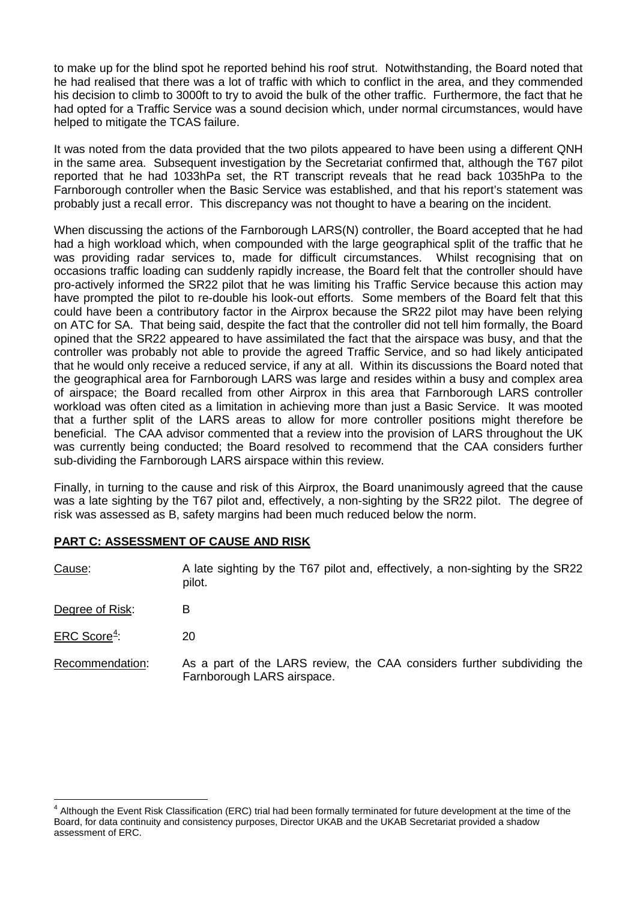to make up for the blind spot he reported behind his roof strut. Notwithstanding, the Board noted that he had realised that there was a lot of traffic with which to conflict in the area, and they commended his decision to climb to 3000ft to try to avoid the bulk of the other traffic. Furthermore, the fact that he had opted for a Traffic Service was a sound decision which, under normal circumstances, would have helped to mitigate the TCAS failure.

It was noted from the data provided that the two pilots appeared to have been using a different QNH in the same area. Subsequent investigation by the Secretariat confirmed that, although the T67 pilot reported that he had 1033hPa set, the RT transcript reveals that he read back 1035hPa to the Farnborough controller when the Basic Service was established, and that his report's statement was probably just a recall error. This discrepancy was not thought to have a bearing on the incident.

When discussing the actions of the Farnborough LARS(N) controller, the Board accepted that he had had a high workload which, when compounded with the large geographical split of the traffic that he was providing radar services to, made for difficult circumstances. Whilst recognising that on occasions traffic loading can suddenly rapidly increase, the Board felt that the controller should have pro-actively informed the SR22 pilot that he was limiting his Traffic Service because this action may have prompted the pilot to re-double his look-out efforts. Some members of the Board felt that this could have been a contributory factor in the Airprox because the SR22 pilot may have been relying on ATC for SA. That being said, despite the fact that the controller did not tell him formally, the Board opined that the SR22 appeared to have assimilated the fact that the airspace was busy, and that the controller was probably not able to provide the agreed Traffic Service, and so had likely anticipated that he would only receive a reduced service, if any at all. Within its discussions the Board noted that the geographical area for Farnborough LARS was large and resides within a busy and complex area of airspace; the Board recalled from other Airprox in this area that Farnborough LARS controller workload was often cited as a limitation in achieving more than just a Basic Service. It was mooted that a further split of the LARS areas to allow for more controller positions might therefore be beneficial. The CAA advisor commented that a review into the provision of LARS throughout the UK was currently being conducted; the Board resolved to recommend that the CAA considers further sub-dividing the Farnborough LARS airspace within this review.

Finally, in turning to the cause and risk of this Airprox, the Board unanimously agreed that the cause was a late sighting by the T67 pilot and, effectively, a non-sighting by the SR22 pilot. The degree of risk was assessed as B, safety margins had been much reduced below the norm.

## PART C: ASSESSMENT OF CAUSE AND RISK

| | |
|---|---|
| Cause: | A late sighting by the T67 pilot and, effectively, a non-sighting by the SR22 pilot. |
| Degree of Risk: | B |
| ERC Score[4]: | 20 |
| Recommendation: | As a part of the LARS review, the CAA considers further subdividing the Farnborough LARS airspace. |

[4] Although the Event Risk Classification (ERC) trial had been formally terminated for future development at the time of the Board, for data continuity and consistency purposes, Director UKAB and the UKAB Secretariat provided a shadow assessment of ERC.